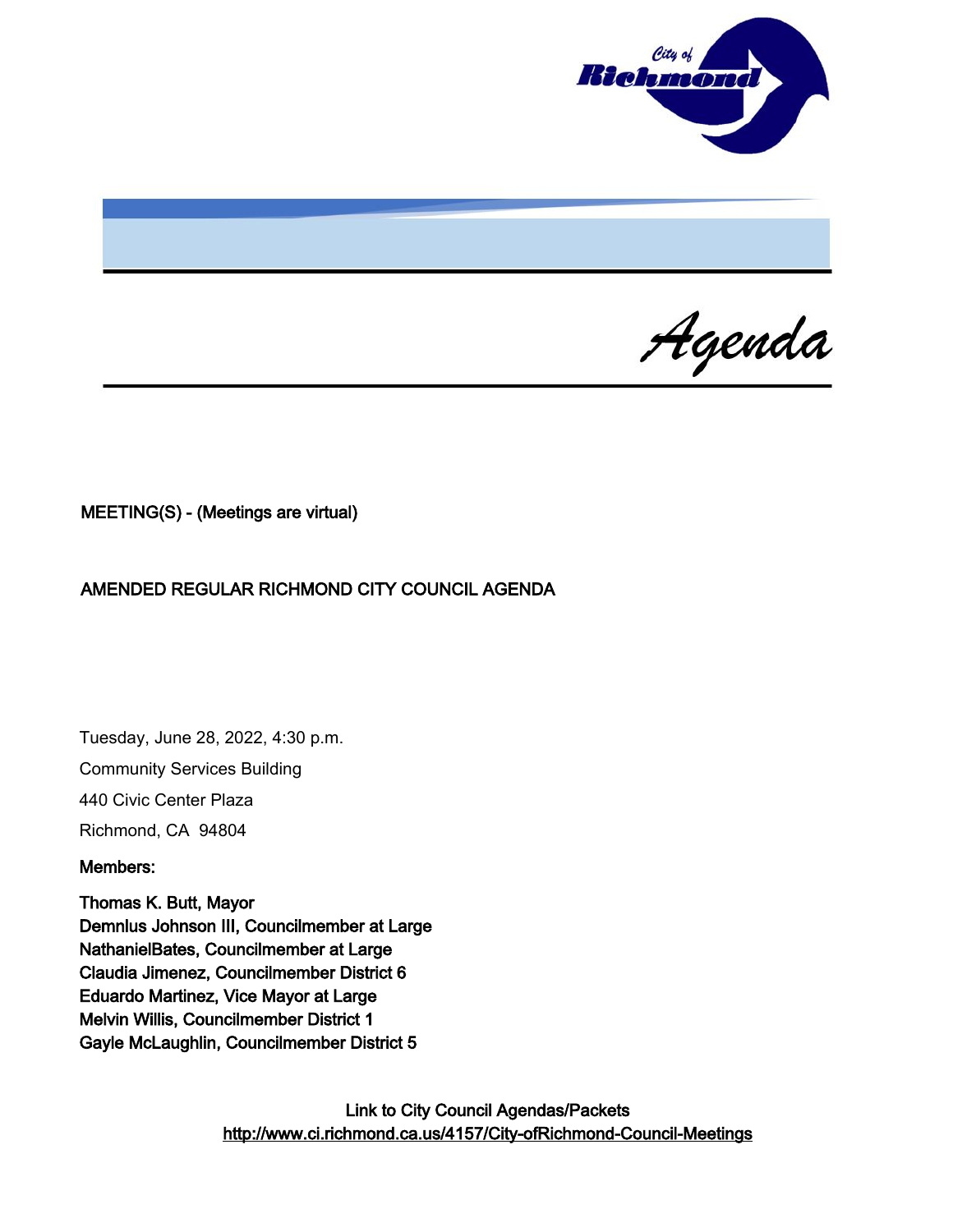# Agenda

**MEETING(S) - (Meetings are virtual)**

**AMENDED REGULAR RICHMOND CITY COUNCIL AGENDA**

Tuesday, June 28, 2022, 4:30 p.m.

Community Services Building

440 Civic Center Plaza

Richmond, CA 94804

**Members:**

**Thomas K. Butt, Mayor**
**Demnlus Johnson III, Councilmember at Large**
**NathanielBates, Councilmember at Large**
**Claudia Jimenez, Councilmember District 6**
**Eduardo Martinez, Vice Mayor at Large**
**Melvin Willis, Councilmember District 1**
**Gayle McLaughlin, Councilmember District 5**

**Link to City Council Agendas/Packets**
**http://www.ci.richmond.ca.us/4157/City-ofRichmond-Council-Meetings**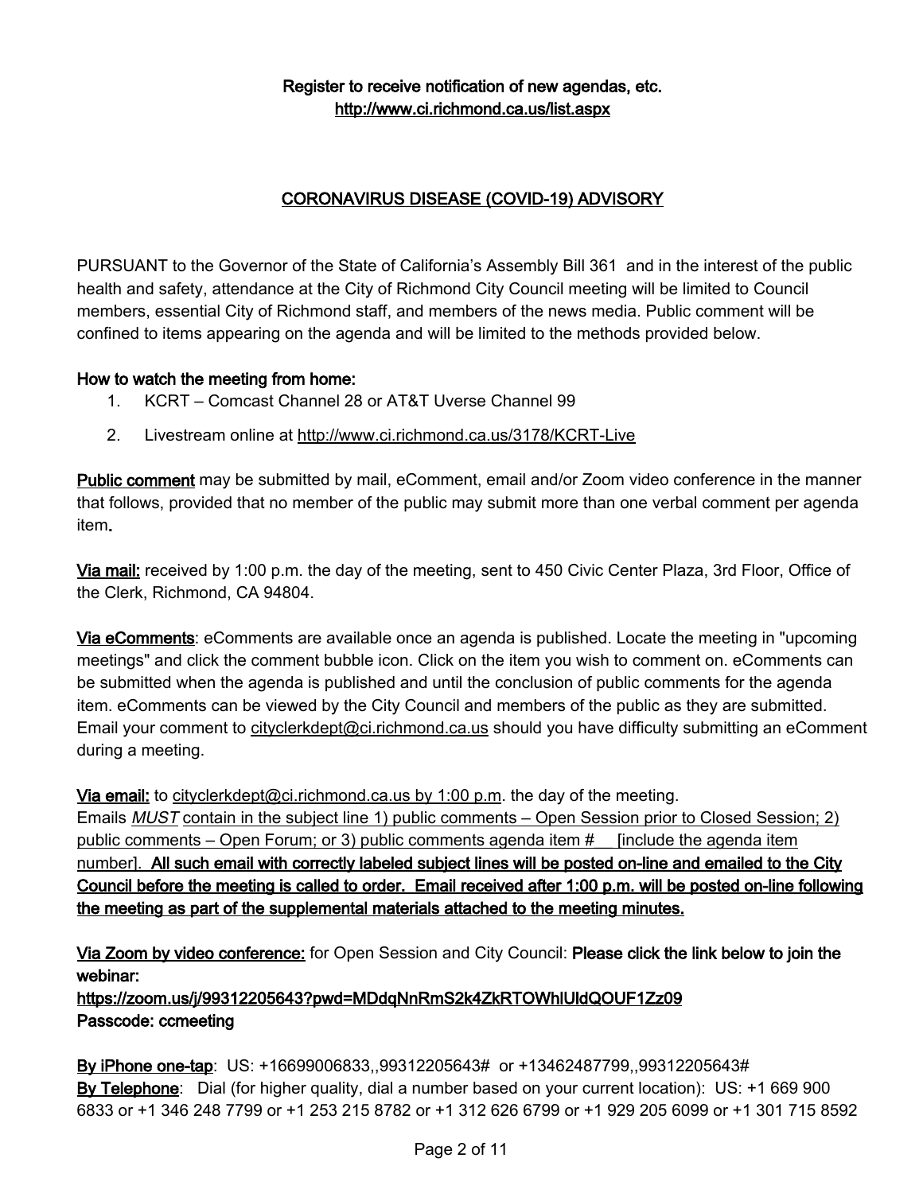**Register to receive notification of new agendas, etc.**
**http://www.ci.richmond.ca.us/list.aspx**

## CORONAVIRUS DISEASE (COVID-19) ADVISORY

PURSUANT to the Governor of the State of California's Assembly Bill 361 and in the interest of the public health and safety, attendance at the City of Richmond City Council meeting will be limited to Council members, essential City of Richmond staff, and members of the news media. Public comment will be confined to items appearing on the agenda and will be limited to the methods provided below.

**How to watch the meeting from home:**

1. KCRT – Comcast Channel 28 or AT&T Uverse Channel 99
2. Livestream online at http://www.ci.richmond.ca.us/3178/KCRT-Live

**Public comment** may be submitted by mail, eComment, email and/or Zoom video conference in the manner that follows, provided that no member of the public may submit more than one verbal comment per agenda item.

**Via mail:** received by 1:00 p.m. the day of the meeting, sent to 450 Civic Center Plaza, 3rd Floor, Office of the Clerk, Richmond, CA 94804.

**Via eComments**: eComments are available once an agenda is published. Locate the meeting in "upcoming meetings" and click the comment bubble icon. Click on the item you wish to comment on. eComments can be submitted when the agenda is published and until the conclusion of public comments for the agenda item. eComments can be viewed by the City Council and members of the public as they are submitted. Email your comment to cityclerkdept@ci.richmond.ca.us should you have difficulty submitting an eComment during a meeting.

**Via email:** to cityclerkdept@ci.richmond.ca.us by 1:00 p.m. the day of the meeting.
Emails *MUST* contain in the subject line 1) public comments – Open Session prior to Closed Session; 2) public comments – Open Forum; or 3) public comments agenda item # __ [include the agenda item number]. **All such email with correctly labeled subject lines will be posted on-line and emailed to the City Council before the meeting is called to order. Email received after 1:00 p.m. will be posted on-line following the meeting as part of the supplemental materials attached to the meeting minutes.**

**Via Zoom by video conference:** for Open Session and City Council: **Please click the link below to join the webinar:**
**https://zoom.us/j/99312205643?pwd=MDdqNnRmS2k4ZkRTOWhlUldQOUF1Zz09**
**Passcode: ccmeeting**

**By iPhone one-tap**: US: +16699006833,,99312205643# or +13462487799,,99312205643#
**By Telephone**: Dial (for higher quality, dial a number based on your current location): US: +1 669 900 6833 or +1 346 248 7799 or +1 253 215 8782 or +1 312 626 6799 or +1 929 205 6099 or +1 301 715 8592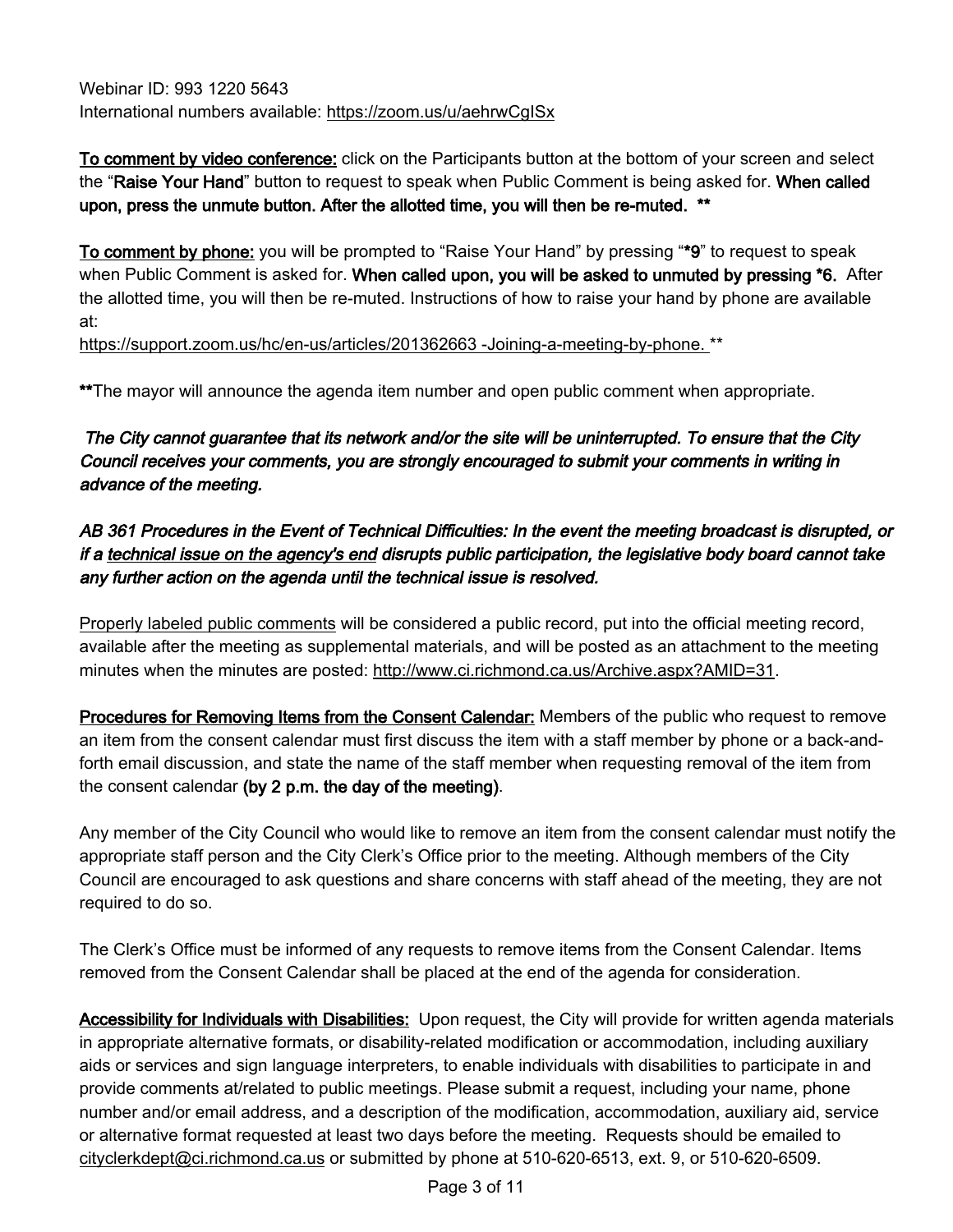Webinar ID: 993 1220 5643
International numbers available: https://zoom.us/u/aehrwCgISx

**To comment by video conference:** click on the Participants button at the bottom of your screen and select the "**Raise Your Hand**" button to request to speak when Public Comment is being asked for. **When called upon, press the unmute button. After the allotted time, you will then be re-muted. \*\***

**To comment by phone:** you will be prompted to "Raise Your Hand" by pressing "**\*9**" to request to speak when Public Comment is asked for. **When called upon, you will be asked to unmuted by pressing \*6.** After the allotted time, you will then be re-muted. Instructions of how to raise your hand by phone are available at:
https://support.zoom.us/hc/en-us/articles/201362663 -Joining-a-meeting-by-phone. **

**\*\***The mayor will announce the agenda item number and open public comment when appropriate.

***The City cannot guarantee that its network and/or the site will be uninterrupted. To ensure that the City Council receives your comments, you are strongly encouraged to submit your comments in writing in advance of the meeting.***

***AB 361 Procedures in the Event of Technical Difficulties: In the event the meeting broadcast is disrupted, or if a technical issue on the agency's end disrupts public participation, the legislative body board cannot take any further action on the agenda until the technical issue is resolved.***

Properly labeled public comments will be considered a public record, put into the official meeting record, available after the meeting as supplemental materials, and will be posted as an attachment to the meeting minutes when the minutes are posted: http://www.ci.richmond.ca.us/Archive.aspx?AMID=31.

**Procedures for Removing Items from the Consent Calendar:** Members of the public who request to remove an item from the consent calendar must first discuss the item with a staff member by phone or a back-and-forth email discussion, and state the name of the staff member when requesting removal of the item from the consent calendar **(by 2 p.m. the day of the meeting)**.

Any member of the City Council who would like to remove an item from the consent calendar must notify the appropriate staff person and the City Clerk's Office prior to the meeting. Although members of the City Council are encouraged to ask questions and share concerns with staff ahead of the meeting, they are not required to do so.

The Clerk's Office must be informed of any requests to remove items from the Consent Calendar. Items removed from the Consent Calendar shall be placed at the end of the agenda for consideration.

**Accessibility for Individuals with Disabilities:** Upon request, the City will provide for written agenda materials in appropriate alternative formats, or disability-related modification or accommodation, including auxiliary aids or services and sign language interpreters, to enable individuals with disabilities to participate in and provide comments at/related to public meetings. Please submit a request, including your name, phone number and/or email address, and a description of the modification, accommodation, auxiliary aid, service or alternative format requested at least two days before the meeting. Requests should be emailed to cityclerkdept@ci.richmond.ca.us or submitted by phone at 510-620-6513, ext. 9, or 510-620-6509.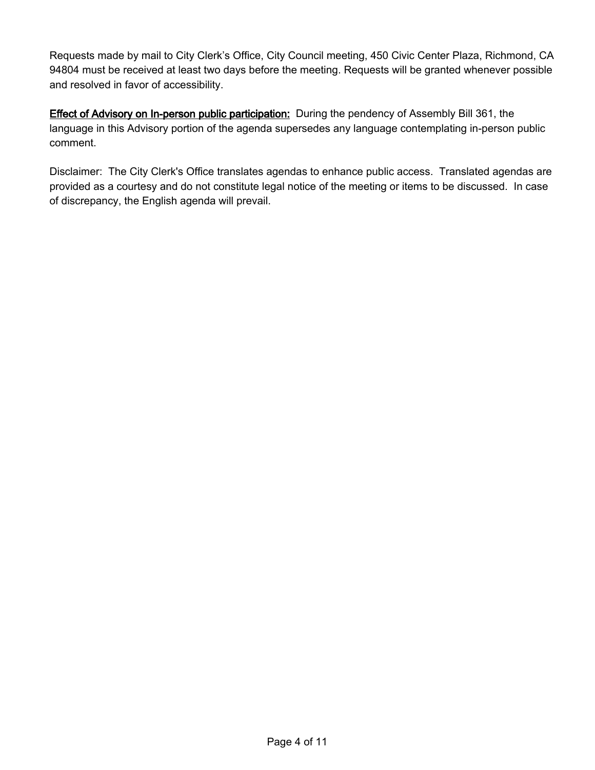Requests made by mail to City Clerk's Office, City Council meeting, 450 Civic Center Plaza, Richmond, CA 94804 must be received at least two days before the meeting. Requests will be granted whenever possible and resolved in favor of accessibility.

**Effect of Advisory on In-person public participation:** During the pendency of Assembly Bill 361, the language in this Advisory portion of the agenda supersedes any language contemplating in-person public comment.

Disclaimer: The City Clerk's Office translates agendas to enhance public access. Translated agendas are provided as a courtesy and do not constitute legal notice of the meeting or items to be discussed. In case of discrepancy, the English agenda will prevail.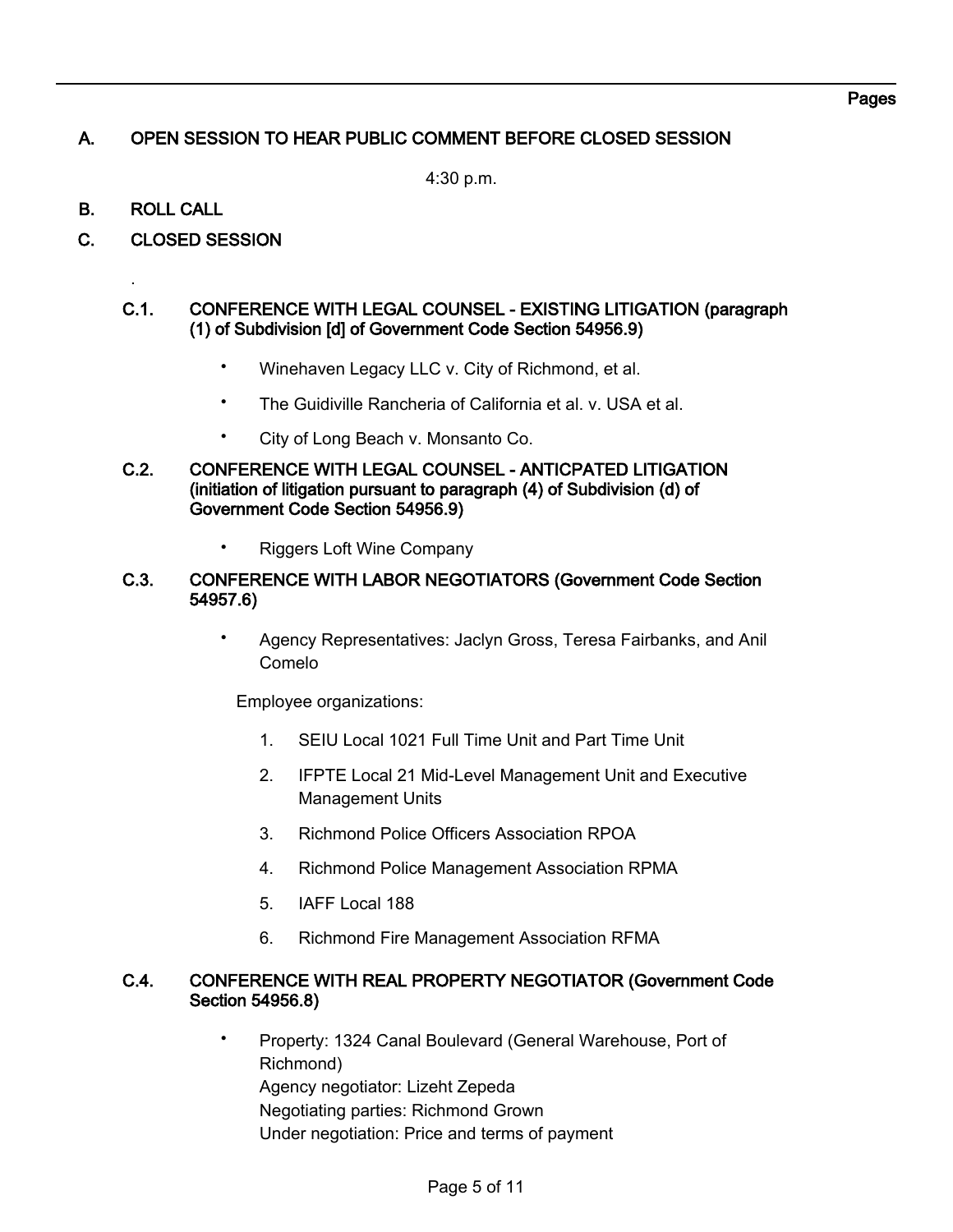Pages

## A. OPEN SESSION TO HEAR PUBLIC COMMENT BEFORE CLOSED SESSION

4:30 p.m.

## B. ROLL CALL

## C. CLOSED SESSION

.

### C.1. CONFERENCE WITH LEGAL COUNSEL - EXISTING LITIGATION (paragraph (1) of Subdivision [d] of Government Code Section 54956.9)

- Winehaven Legacy LLC v. City of Richmond, et al.
- The Guidiville Rancheria of California et al. v. USA et al.
- City of Long Beach v. Monsanto Co.

### C.2. CONFERENCE WITH LEGAL COUNSEL - ANTICPATED LITIGATION (initiation of litigation pursuant to paragraph (4) of Subdivision (d) of Government Code Section 54956.9)

- Riggers Loft Wine Company

### C.3. CONFERENCE WITH LABOR NEGOTIATORS (Government Code Section 54957.6)

- Agency Representatives: Jaclyn Gross, Teresa Fairbanks, and Anil Comelo

  Employee organizations:

  1. SEIU Local 1021 Full Time Unit and Part Time Unit
  2. IFPTE Local 21 Mid-Level Management Unit and Executive Management Units
  3. Richmond Police Officers Association RPOA
  4. Richmond Police Management Association RPMA
  5. IAFF Local 188
  6. Richmond Fire Management Association RFMA

### C.4. CONFERENCE WITH REAL PROPERTY NEGOTIATOR (Government Code Section 54956.8)

- Property: 1324 Canal Boulevard (General Warehouse, Port of Richmond)
  Agency negotiator: Lizeht Zepeda
  Negotiating parties: Richmond Grown
  Under negotiation: Price and terms of payment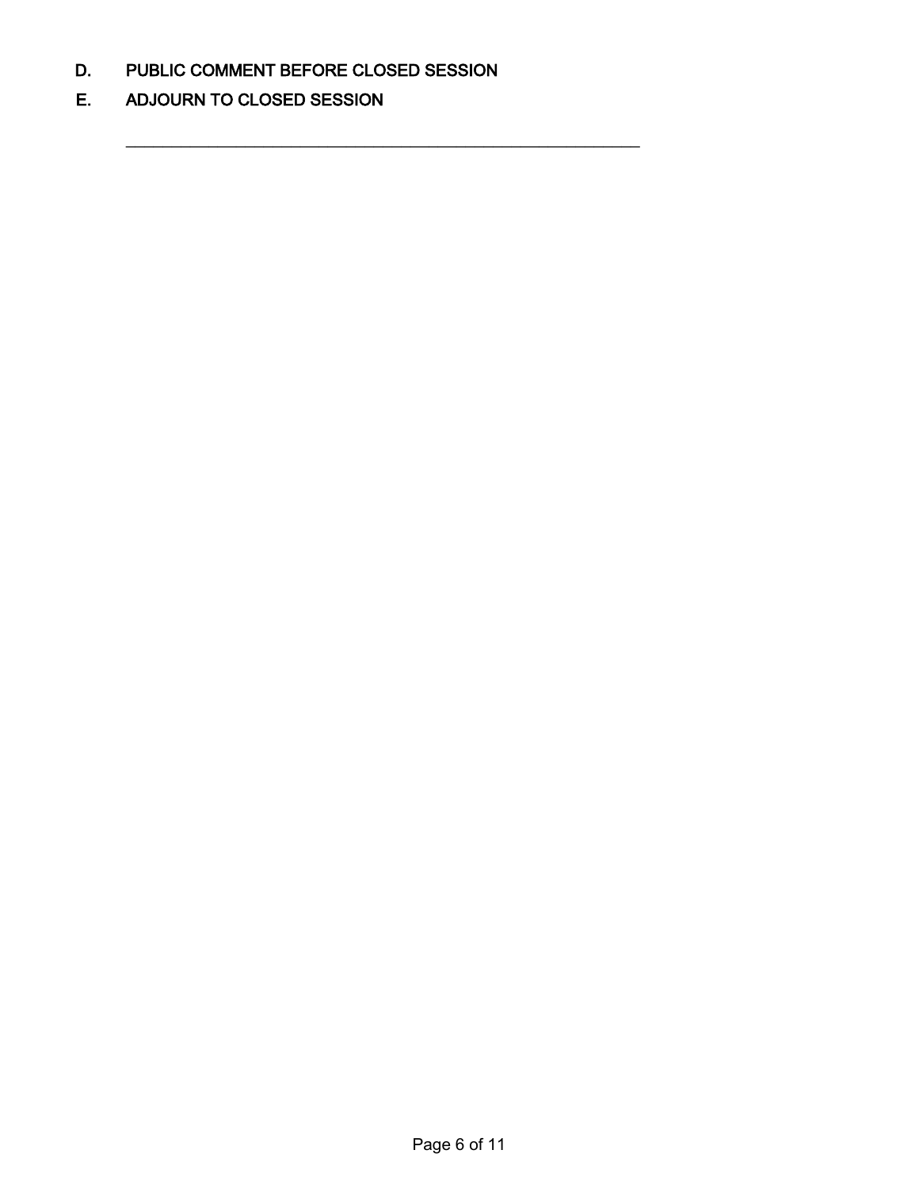D. PUBLIC COMMENT BEFORE CLOSED SESSION

E. ADJOURN TO CLOSED SESSION

---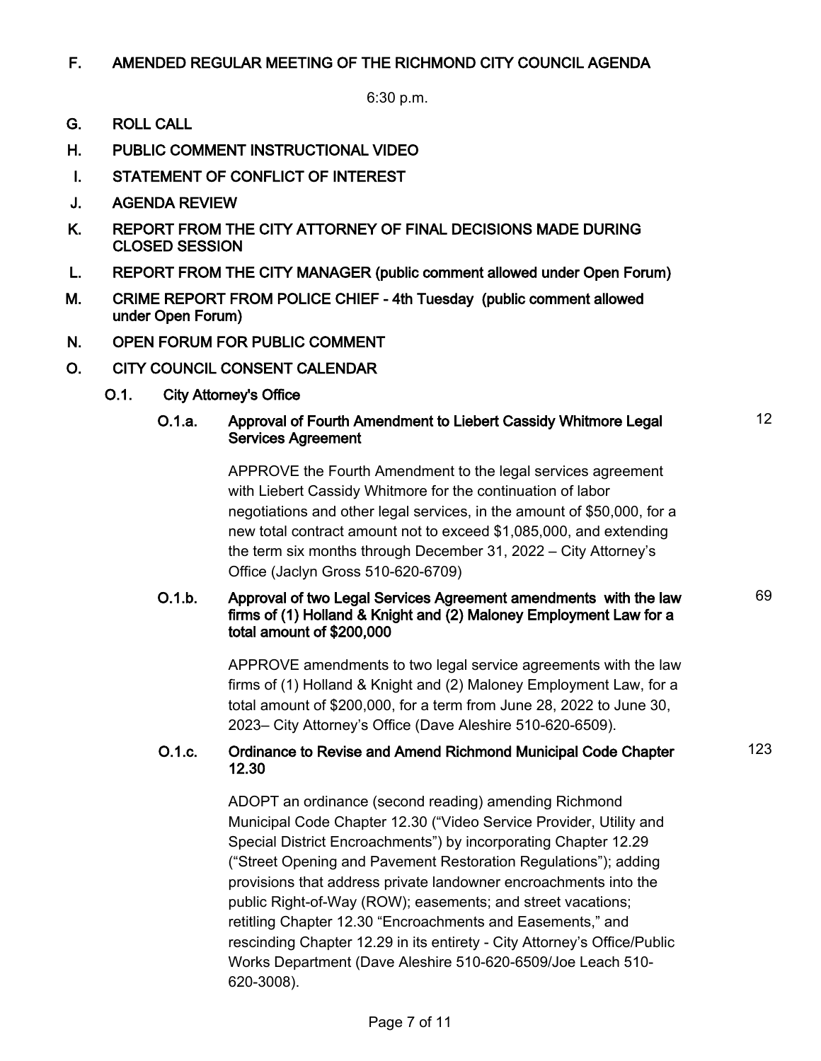## F. AMENDED REGULAR MEETING OF THE RICHMOND CITY COUNCIL AGENDA

6:30 p.m.

## G. ROLL CALL

## H. PUBLIC COMMENT INSTRUCTIONAL VIDEO

## I. STATEMENT OF CONFLICT OF INTEREST

## J. AGENDA REVIEW

## K. REPORT FROM THE CITY ATTORNEY OF FINAL DECISIONS MADE DURING CLOSED SESSION

## L. REPORT FROM THE CITY MANAGER (public comment allowed under Open Forum)

## M. CRIME REPORT FROM POLICE CHIEF - 4th Tuesday (public comment allowed under Open Forum)

## N. OPEN FORUM FOR PUBLIC COMMENT

## O. CITY COUNCIL CONSENT CALENDAR

### O.1. City Attorney's Office

#### O.1.a. Approval of Fourth Amendment to Liebert Cassidy Whitmore Legal Services Agreement — 12

APPROVE the Fourth Amendment to the legal services agreement with Liebert Cassidy Whitmore for the continuation of labor negotiations and other legal services, in the amount of $50,000, for a new total contract amount not to exceed $1,085,000, and extending the term six months through December 31, 2022 – City Attorney's Office (Jaclyn Gross 510-620-6709)

#### O.1.b. Approval of two Legal Services Agreement amendments with the law firms of (1) Holland & Knight and (2) Maloney Employment Law for a total amount of $200,000 — 69

APPROVE amendments to two legal service agreements with the law firms of (1) Holland & Knight and (2) Maloney Employment Law, for a total amount of $200,000, for a term from June 28, 2022 to June 30, 2023– City Attorney's Office (Dave Aleshire 510-620-6509).

#### O.1.c. Ordinance to Revise and Amend Richmond Municipal Code Chapter 12.30 — 123

ADOPT an ordinance (second reading) amending Richmond Municipal Code Chapter 12.30 ("Video Service Provider, Utility and Special District Encroachments") by incorporating Chapter 12.29 ("Street Opening and Pavement Restoration Regulations"); adding provisions that address private landowner encroachments into the public Right-of-Way (ROW); easements; and street vacations; retitling Chapter 12.30 "Encroachments and Easements," and rescinding Chapter 12.29 in its entirety - City Attorney's Office/Public Works Department (Dave Aleshire 510-620-6509/Joe Leach 510-620-3008).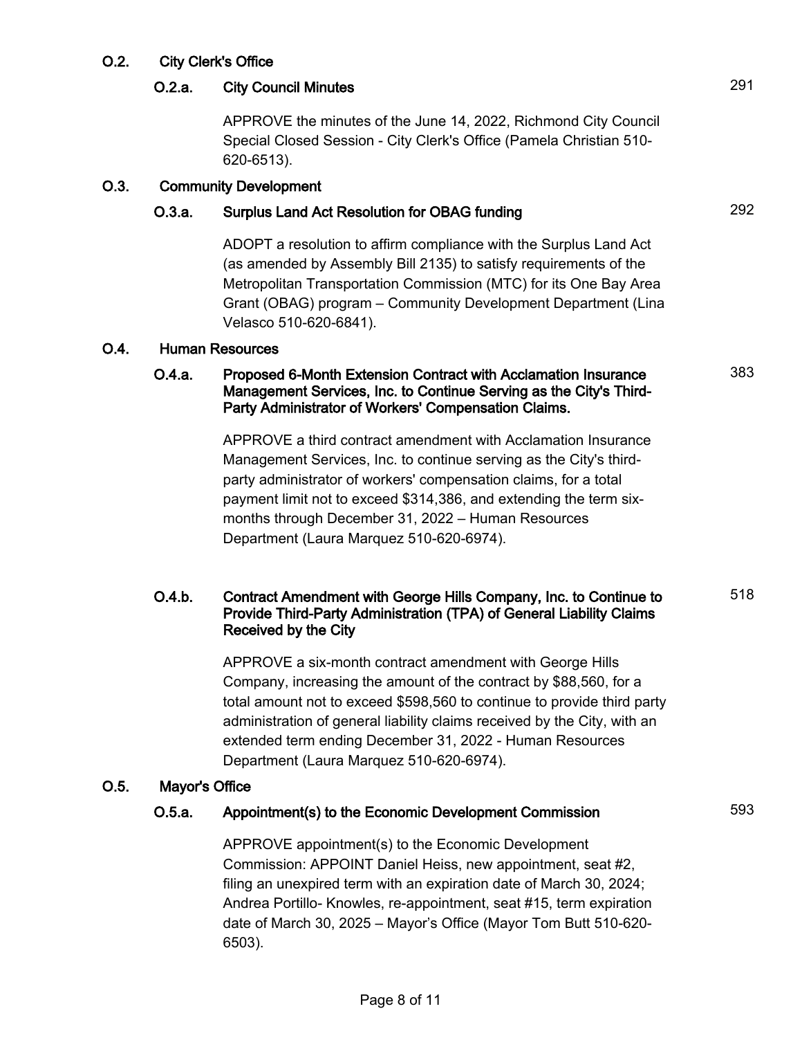### O.2. City Clerk's Office

#### O.2.a. City Council Minutes — 291

APPROVE the minutes of the June 14, 2022, Richmond City Council Special Closed Session - City Clerk's Office (Pamela Christian 510-620-6513).

### O.3. Community Development

#### O.3.a. Surplus Land Act Resolution for OBAG funding — 292

ADOPT a resolution to affirm compliance with the Surplus Land Act (as amended by Assembly Bill 2135) to satisfy requirements of the Metropolitan Transportation Commission (MTC) for its One Bay Area Grant (OBAG) program – Community Development Department (Lina Velasco 510-620-6841).

### O.4. Human Resources

#### O.4.a. Proposed 6-Month Extension Contract with Acclamation Insurance Management Services, Inc. to Continue Serving as the City's Third-Party Administrator of Workers' Compensation Claims. — 383

APPROVE a third contract amendment with Acclamation Insurance Management Services, Inc. to continue serving as the City's third-party administrator of workers' compensation claims, for a total payment limit not to exceed $314,386, and extending the term six-months through December 31, 2022 – Human Resources Department (Laura Marquez 510-620-6974).

#### O.4.b. Contract Amendment with George Hills Company, Inc. to Continue to Provide Third-Party Administration (TPA) of General Liability Claims Received by the City — 518

APPROVE a six-month contract amendment with George Hills Company, increasing the amount of the contract by $88,560, for a total amount not to exceed $598,560 to continue to provide third party administration of general liability claims received by the City, with an extended term ending December 31, 2022 - Human Resources Department (Laura Marquez 510-620-6974).

### O.5. Mayor's Office

#### O.5.a. Appointment(s) to the Economic Development Commission — 593

APPROVE appointment(s) to the Economic Development Commission: APPOINT Daniel Heiss, new appointment, seat #2, filing an unexpired term with an expiration date of March 30, 2024; Andrea Portillo- Knowles, re-appointment, seat #15, term expiration date of March 30, 2025 – Mayor's Office (Mayor Tom Butt 510-620-6503).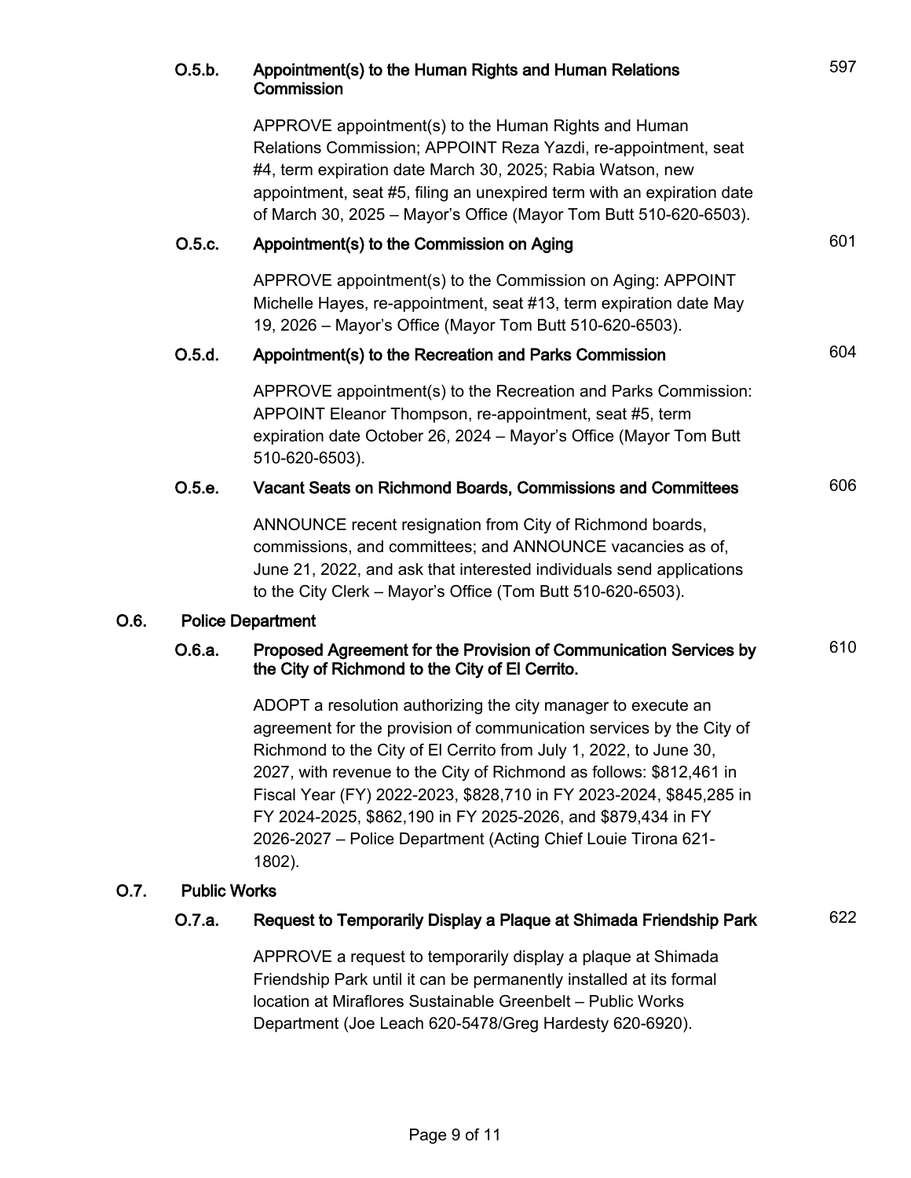**O.5.b. Appointment(s) to the Human Rights and Human Relations Commission** 597

APPROVE appointment(s) to the Human Rights and Human Relations Commission; APPOINT Reza Yazdi, re-appointment, seat #4, term expiration date March 30, 2025; Rabia Watson, new appointment, seat #5, filing an unexpired term with an expiration date of March 30, 2025 – Mayor's Office (Mayor Tom Butt 510-620-6503).

**O.5.c. Appointment(s) to the Commission on Aging** 601

APPROVE appointment(s) to the Commission on Aging: APPOINT Michelle Hayes, re-appointment, seat #13, term expiration date May 19, 2026 – Mayor's Office (Mayor Tom Butt 510-620-6503).

**O.5.d. Appointment(s) to the Recreation and Parks Commission** 604

APPROVE appointment(s) to the Recreation and Parks Commission: APPOINT Eleanor Thompson, re-appointment, seat #5, term expiration date October 26, 2024 – Mayor's Office (Mayor Tom Butt 510-620-6503).

**O.5.e. Vacant Seats on Richmond Boards, Commissions and Committees** 606

ANNOUNCE recent resignation from City of Richmond boards, commissions, and committees; and ANNOUNCE vacancies as of, June 21, 2022, and ask that interested individuals send applications to the City Clerk – Mayor's Office (Tom Butt 510-620-6503).

**O.6. Police Department**

**O.6.a. Proposed Agreement for the Provision of Communication Services by the City of Richmond to the City of El Cerrito.** 610

ADOPT a resolution authorizing the city manager to execute an agreement for the provision of communication services by the City of Richmond to the City of El Cerrito from July 1, 2022, to June 30, 2027, with revenue to the City of Richmond as follows: $812,461 in Fiscal Year (FY) 2022-2023, $828,710 in FY 2023-2024, $845,285 in FY 2024-2025, $862,190 in FY 2025-2026, and $879,434 in FY 2026-2027 – Police Department (Acting Chief Louie Tirona 621-1802).

**O.7. Public Works**

**O.7.a. Request to Temporarily Display a Plaque at Shimada Friendship Park** 622

APPROVE a request to temporarily display a plaque at Shimada Friendship Park until it can be permanently installed at its formal location at Miraflores Sustainable Greenbelt – Public Works Department (Joe Leach 620-5478/Greg Hardesty 620-6920).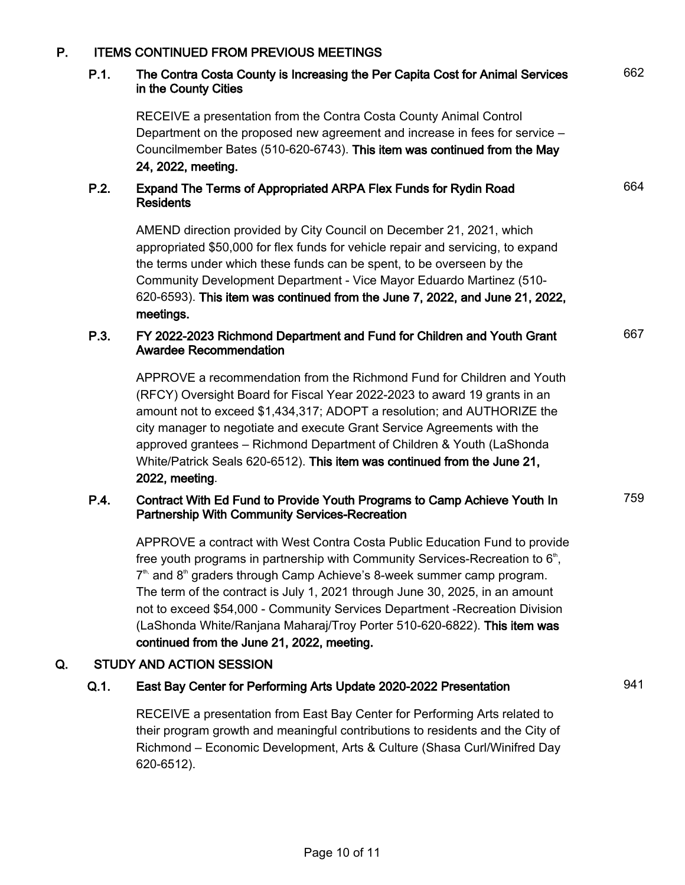## P. ITEMS CONTINUED FROM PREVIOUS MEETINGS

### P.1. The Contra Costa County is Increasing the Per Capita Cost for Animal Services in the County Cities

662

RECEIVE a presentation from the Contra Costa County Animal Control Department on the proposed new agreement and increase in fees for service – Councilmember Bates (510-620-6743). **This item was continued from the May 24, 2022, meeting.**

### P.2. Expand The Terms of Appropriated ARPA Flex Funds for Rydin Road Residents

664

AMEND direction provided by City Council on December 21, 2021, which appropriated $50,000 for flex funds for vehicle repair and servicing, to expand the terms under which these funds can be spent, to be overseen by the Community Development Department - Vice Mayor Eduardo Martinez (510-620-6593). **This item was continued from the June 7, 2022, and June 21, 2022, meetings.**

### P.3. FY 2022-2023 Richmond Department and Fund for Children and Youth Grant Awardee Recommendation

667

APPROVE a recommendation from the Richmond Fund for Children and Youth (RFCY) Oversight Board for Fiscal Year 2022-2023 to award 19 grants in an amount not to exceed $1,434,317; ADOPT a resolution; and AUTHORIZE the city manager to negotiate and execute Grant Service Agreements with the approved grantees – Richmond Department of Children & Youth (LaShonda White/Patrick Seals 620-6512). **This item was continued from the June 21, 2022, meeting**.

### P.4. Contract With Ed Fund to Provide Youth Programs to Camp Achieve Youth In Partnership With Community Services-Recreation

759

APPROVE a contract with West Contra Costa Public Education Fund to provide free youth programs in partnership with Community Services-Recreation to 6th, 7th, and 8th graders through Camp Achieve's 8-week summer camp program. The term of the contract is July 1, 2021 through June 30, 2025, in an amount not to exceed $54,000 - Community Services Department -Recreation Division (LaShonda White/Ranjana Maharaj/Troy Porter 510-620-6822). **This item was continued from the June 21, 2022, meeting.**

## Q. STUDY AND ACTION SESSION

### Q.1. East Bay Center for Performing Arts Update 2020-2022 Presentation

941

RECEIVE a presentation from East Bay Center for Performing Arts related to their program growth and meaningful contributions to residents and the City of Richmond – Economic Development, Arts & Culture (Shasa Curl/Winifred Day 620-6512).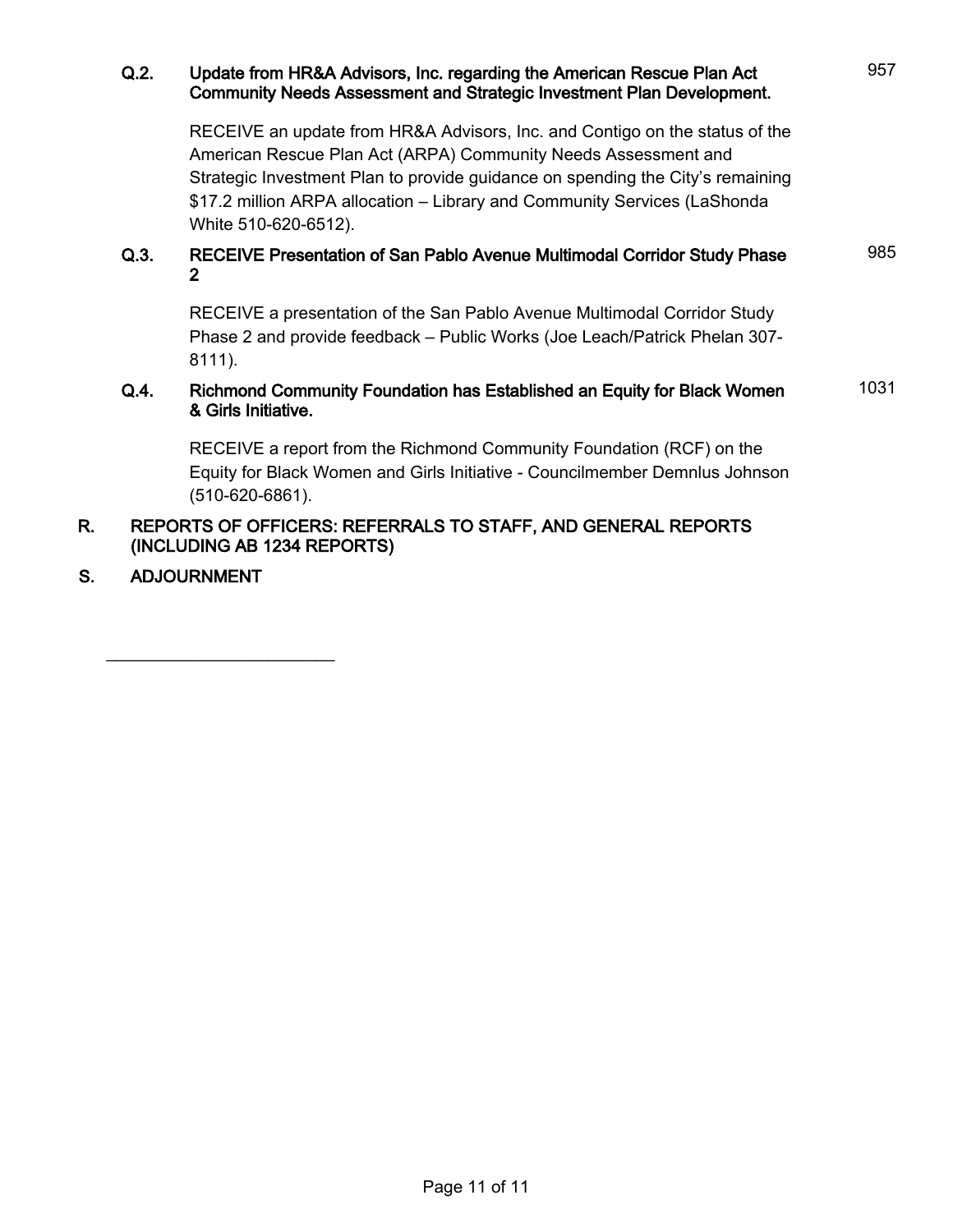**Q.2. Update from HR&A Advisors, Inc. regarding the American Rescue Plan Act Community Needs Assessment and Strategic Investment Plan Development.** 957

RECEIVE an update from HR&A Advisors, Inc. and Contigo on the status of the American Rescue Plan Act (ARPA) Community Needs Assessment and Strategic Investment Plan to provide guidance on spending the City's remaining $17.2 million ARPA allocation – Library and Community Services (LaShonda White 510-620-6512).

**Q.3. RECEIVE Presentation of San Pablo Avenue Multimodal Corridor Study Phase 2** 985

RECEIVE a presentation of the San Pablo Avenue Multimodal Corridor Study Phase 2 and provide feedback – Public Works (Joe Leach/Patrick Phelan 307-8111).

**Q.4. Richmond Community Foundation has Established an Equity for Black Women & Girls Initiative.** 1031

RECEIVE a report from the Richmond Community Foundation (RCF) on the Equity for Black Women and Girls Initiative - Councilmember Demnlus Johnson (510-620-6861).

## R. REPORTS OF OFFICERS: REFERRALS TO STAFF, AND GENERAL REPORTS (INCLUDING AB 1234 REPORTS)

## S. ADJOURNMENT

___________________________